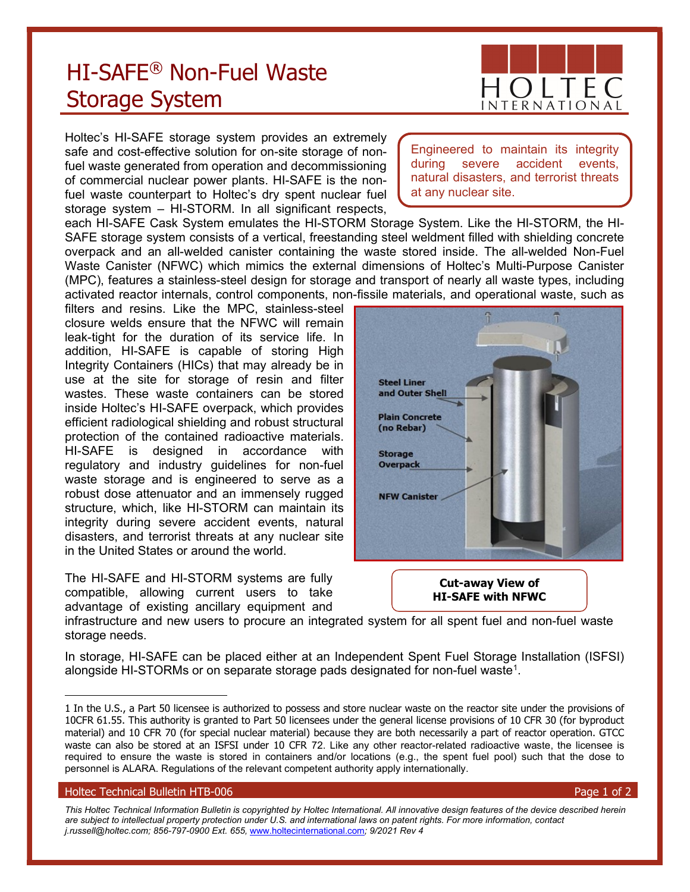# HI-SAFE® Non-Fuel Waste Storage System

> Engineered to maintain its integrity during severe accident events, natural disasters, and terrorist threats at any nuclear site.

Holtec's HI-SAFE storage system provides an extremely safe and cost-effective solution for on-site storage of non-fuel waste generated from operation and decommissioning of commercial nuclear power plants. HI-SAFE is the non-fuel waste counterpart to Holtec's dry spent nuclear fuel storage system – HI-STORM. In all significant respects, each HI-SAFE Cask System emulates the HI-STORM Storage System. Like the HI-STORM, the HI-SAFE storage system consists of a vertical, freestanding steel weldment filled with shielding concrete overpack and an all-welded canister containing the waste stored inside. The all-welded Non-Fuel Waste Canister (NFWC) which mimics the external dimensions of Holtec's Multi-Purpose Canister (MPC), features a stainless-steel design for storage and transport of nearly all waste types, including activated reactor internals, control components, non-fissile materials, and operational waste, such as filters and resins. Like the MPC, stainless-steel closure welds ensure that the NFWC will remain leak-tight for the duration of its service life. In addition, HI-SAFE is capable of storing High Integrity Containers (HICs) that may already be in use at the site for storage of resin and filter wastes. These waste containers can be stored inside Holtec's HI-SAFE overpack, which provides efficient radiological shielding and robust structural protection of the contained radioactive materials. HI-SAFE is designed in accordance with regulatory and industry guidelines for non-fuel waste storage and is engineered to serve as a robust dose attenuator and an immensely rugged structure, which, like HI-STORM can maintain its integrity during severe accident events, natural disasters, and terrorist threats at any nuclear site in the United States or around the world.

Steel Liner and Outer Shell

Plain Concrete (no Rebar)

Storage Overpack

NFW Canister

**Cut-away View of HI-SAFE with NFWC**

The HI-SAFE and HI-STORM systems are fully compatible, allowing current users to take advantage of existing ancillary equipment and infrastructure and new users to procure an integrated system for all spent fuel and non-fuel waste storage needs.

In storage, HI-SAFE can be placed either at an Independent Spent Fuel Storage Installation (ISFSI) alongside HI-STORMs or on separate storage pads designated for non-fuel waste[1].

---

1 In the U.S., a Part 50 licensee is authorized to possess and store nuclear waste on the reactor site under the provisions of 10CFR 61.55. This authority is granted to Part 50 licensees under the general license provisions of 10 CFR 30 (for byproduct material) and 10 CFR 70 (for special nuclear material) because they are both necessarily a part of reactor operation. GTCC waste can also be stored at an ISFSI under 10 CFR 72. Like any other reactor-related radioactive waste, the licensee is required to ensure the waste is stored in containers and/or locations (e.g., the spent fuel pool) such that the dose to personnel is ALARA. Regulations of the relevant competent authority apply internationally.

Holtec Technical Bulletin HTB-006

*This Holtec Technical Information Bulletin is copyrighted by Holtec International. All innovative design features of the device described herein are subject to intellectual property protection under U.S. and international laws on patent rights. For more information, contact j.russell@holtec.com; 856-797-0900 Ext. 655, www.holtecinternational.com; 9/2021 Rev 4*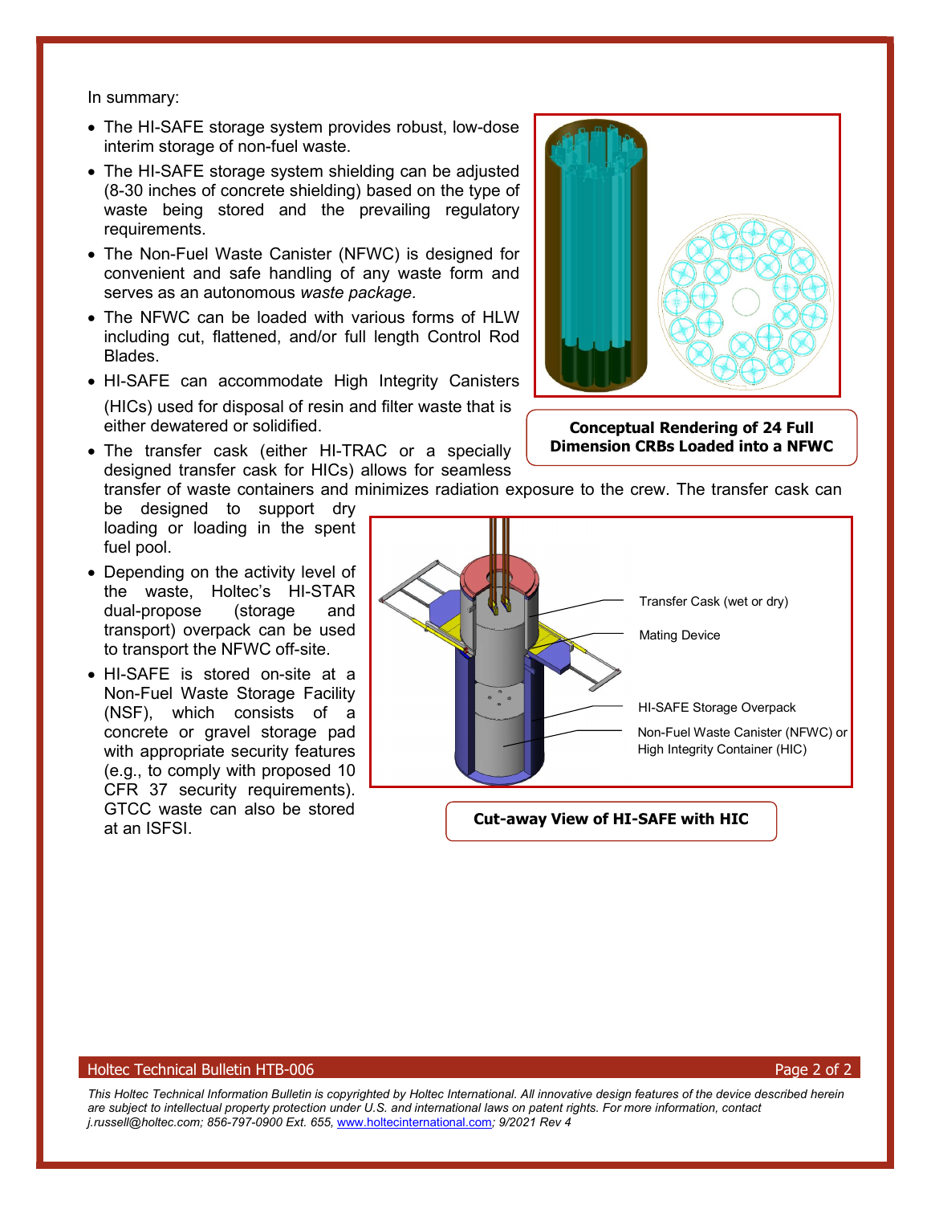In summary:

- The HI-SAFE storage system provides robust, low-dose interim storage of non-fuel waste.
- The HI-SAFE storage system shielding can be adjusted (8-30 inches of concrete shielding) based on the type of waste being stored and the prevailing regulatory requirements.
- The Non-Fuel Waste Canister (NFWC) is designed for convenient and safe handling of any waste form and serves as an autonomous *waste package*.
- The NFWC can be loaded with various forms of HLW including cut, flattened, and/or full length Control Rod Blades.
- HI-SAFE can accommodate High Integrity Canisters (HICs) used for disposal of resin and filter waste that is either dewatered or solidified.
- The transfer cask (either HI-TRAC or a specially designed transfer cask for HICs) allows for seamless transfer of waste containers and minimizes radiation exposure to the crew. The transfer cask can be designed to support dry loading or loading in the spent fuel pool.
- Depending on the activity level of the waste, Holtec's HI-STAR dual-propose (storage and transport) overpack can be used to transport the NFWC off-site.
- HI-SAFE is stored on-site at a Non-Fuel Waste Storage Facility (NSF), which consists of a concrete or gravel storage pad with appropriate security features (e.g., to comply with proposed 10 CFR 37 security requirements). GTCC waste can also be stored at an ISFSI.

**Conceptual Rendering of 24 Full Dimension CRBs Loaded into a NFWC**

Transfer Cask (wet or dry)

Mating Device

HI-SAFE Storage Overpack

Non-Fuel Waste Canister (NFWC) or High Integrity Container (HIC)

**Cut-away View of HI-SAFE with HIC**

*This Holtec Technical Information Bulletin is copyrighted by Holtec International. All innovative design features of the device described herein are subject to intellectual property protection under U.S. and international laws on patent rights. For more information, contact j.russell@holtec.com; 856-797-0900 Ext. 655, www.holtecinternational.com; 9/2021 Rev 4*